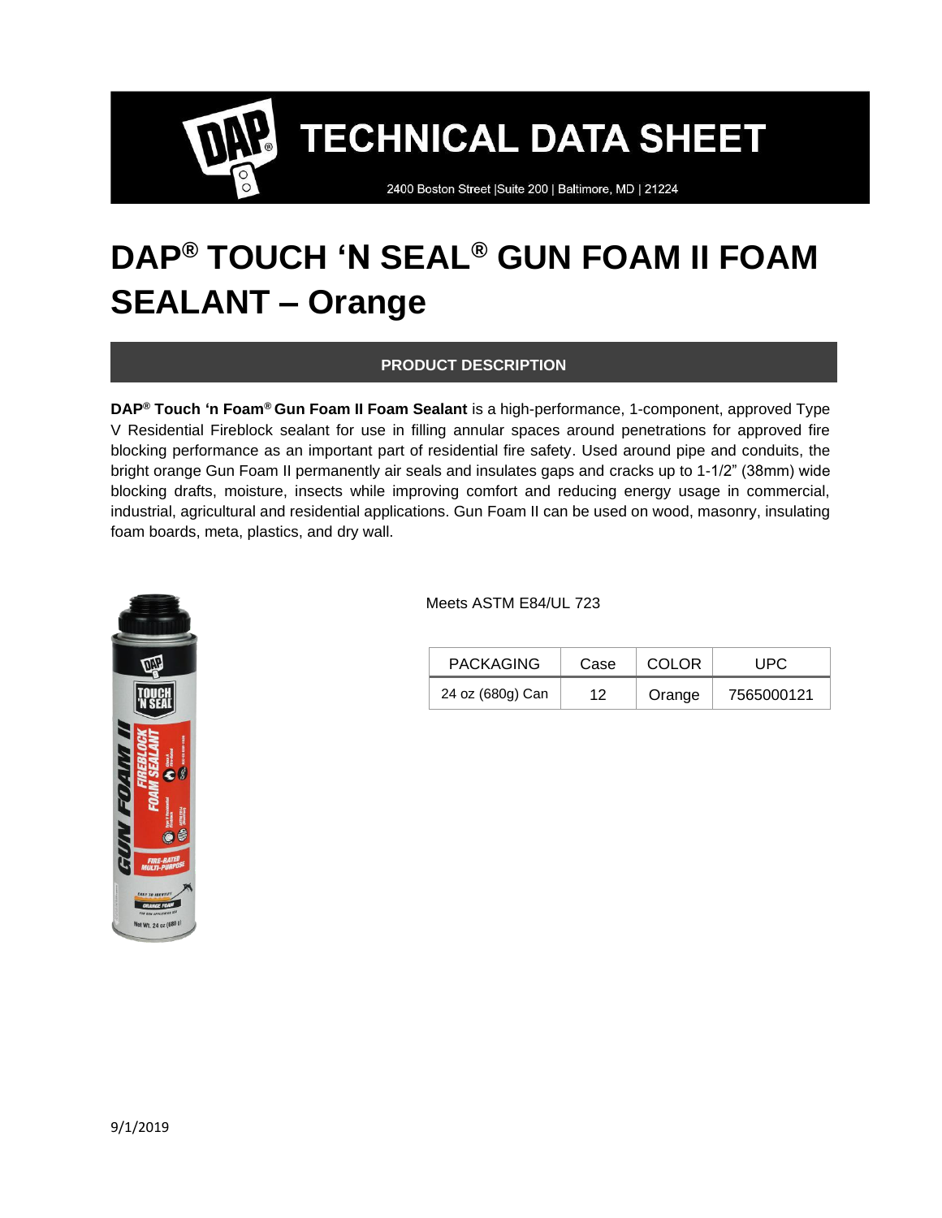# TECHNICAL DATA SHEET

2400 Boston Street |Suite 200 | Baltimore, MD | 21224

# DAP® TOUCH 'N SEAL® GUN FOAM II FOAM SEALANT – Orange

## PRODUCT DESCRIPTION

**DAP® Touch 'n Foam® Gun Foam II Foam Sealant** is a high-performance, 1-component, approved Type V Residential Fireblock sealant for use in filling annular spaces around penetrations for approved fire blocking performance as an important part of residential fire safety. Used around pipe and conduits, the bright orange Gun Foam II permanently air seals and insulates gaps and cracks up to 1-1/2" (38mm) wide blocking drafts, moisture, insects while improving comfort and reducing energy usage in commercial, industrial, agricultural and residential applications. Gun Foam II can be used on wood, masonry, insulating foam boards, meta, plastics, and dry wall.

Meets ASTM E84/UL 723

| PACKAGING | Case | COLOR | UPC |
|---|---|---|---|
| 24 oz (680g) Can | 12 | Orange | 7565000121 |

9/1/2019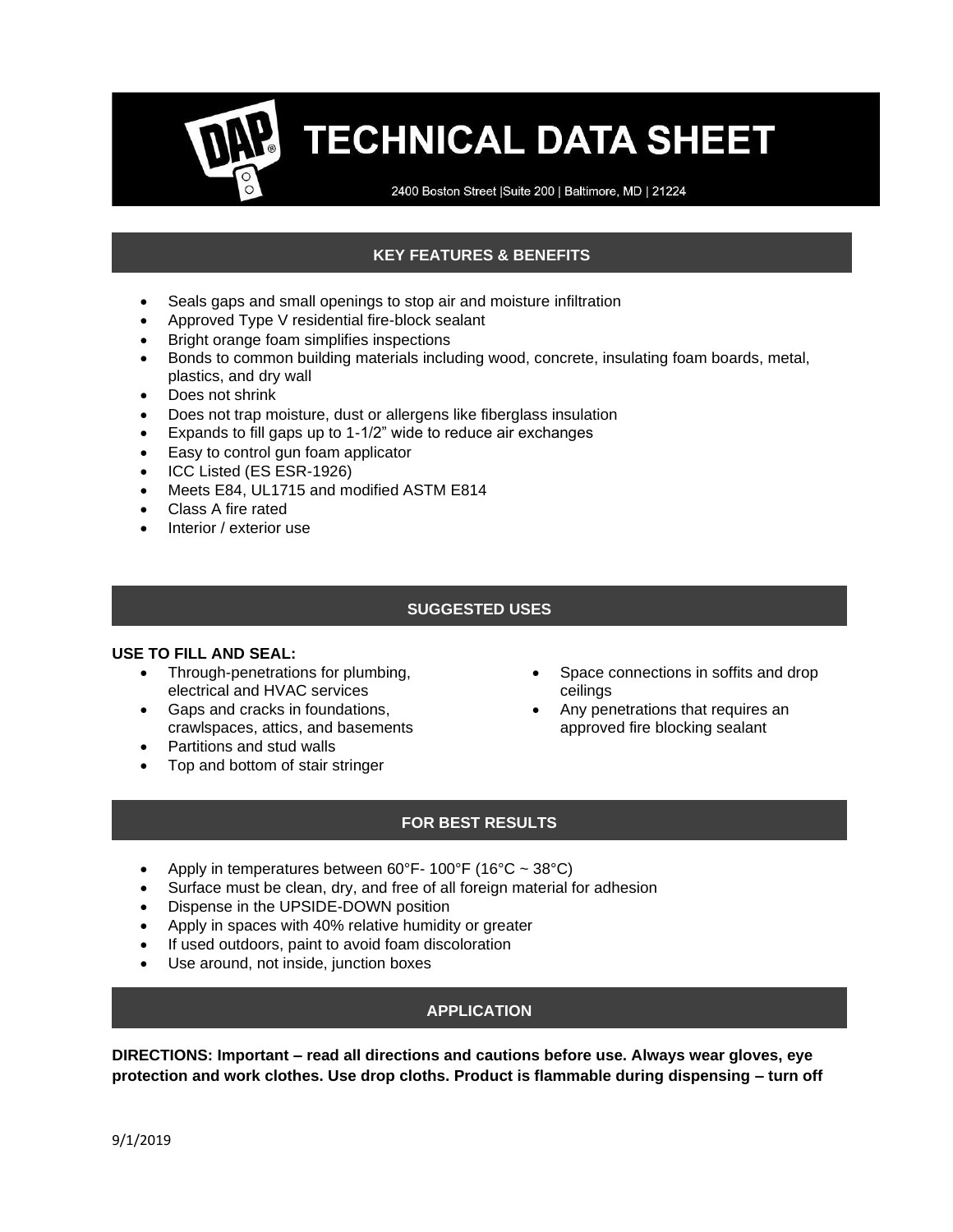# TECHNICAL DATA SHEET

2400 Boston Street |Suite 200 | Baltimore, MD | 21224

## KEY FEATURES & BENEFITS

- Seals gaps and small openings to stop air and moisture infiltration
- Approved Type V residential fire-block sealant
- Bright orange foam simplifies inspections
- Bonds to common building materials including wood, concrete, insulating foam boards, metal, plastics, and dry wall
- Does not shrink
- Does not trap moisture, dust or allergens like fiberglass insulation
- Expands to fill gaps up to 1-1/2" wide to reduce air exchanges
- Easy to control gun foam applicator
- ICC Listed (ES ESR-1926)
- Meets E84, UL1715 and modified ASTM E814
- Class A fire rated
- Interior / exterior use

## SUGGESTED USES

**USE TO FILL AND SEAL:**

- Through-penetrations for plumbing, electrical and HVAC services
- Gaps and cracks in foundations, crawlspaces, attics, and basements
- Partitions and stud walls
- Top and bottom of stair stringer
- Space connections in soffits and drop ceilings
- Any penetrations that requires an approved fire blocking sealant

## FOR BEST RESULTS

- Apply in temperatures between 60°F- 100°F (16°C ~ 38°C)
- Surface must be clean, dry, and free of all foreign material for adhesion
- Dispense in the UPSIDE-DOWN position
- Apply in spaces with 40% relative humidity or greater
- If used outdoors, paint to avoid foam discoloration
- Use around, not inside, junction boxes

## APPLICATION

**DIRECTIONS: Important – read all directions and cautions before use. Always wear gloves, eye protection and work clothes. Use drop cloths. Product is flammable during dispensing – turn off**

9/1/2019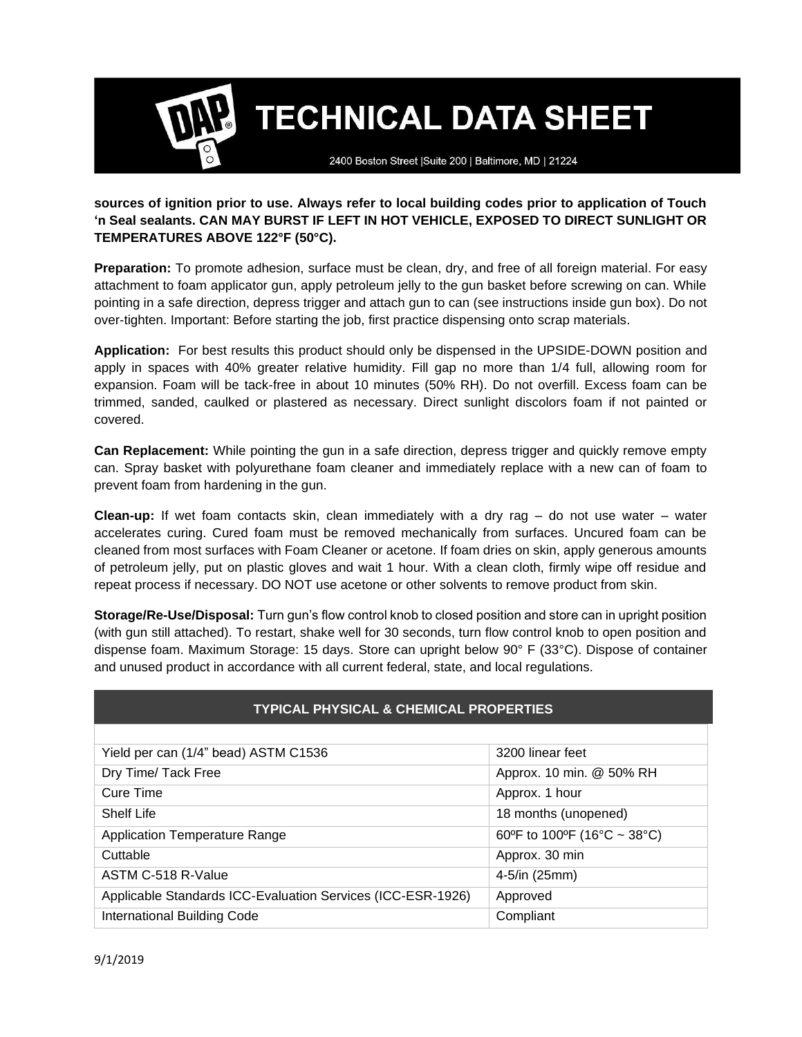**sources of ignition prior to use. Always refer to local building codes prior to application of Touch 'n Seal sealants. CAN MAY BURST IF LEFT IN HOT VEHICLE, EXPOSED TO DIRECT SUNLIGHT OR TEMPERATURES ABOVE 122°F (50°C).**

**Preparation:** To promote adhesion, surface must be clean, dry, and free of all foreign material. For easy attachment to foam applicator gun, apply petroleum jelly to the gun basket before screwing on can. While pointing in a safe direction, depress trigger and attach gun to can (see instructions inside gun box). Do not over-tighten. Important: Before starting the job, first practice dispensing onto scrap materials.

**Application:** For best results this product should only be dispensed in the UPSIDE-DOWN position and apply in spaces with 40% greater relative humidity. Fill gap no more than 1/4 full, allowing room for expansion. Foam will be tack-free in about 10 minutes (50% RH). Do not overfill. Excess foam can be trimmed, sanded, caulked or plastered as necessary. Direct sunlight discolors foam if not painted or covered.

**Can Replacement:** While pointing the gun in a safe direction, depress trigger and quickly remove empty can. Spray basket with polyurethane foam cleaner and immediately replace with a new can of foam to prevent foam from hardening in the gun.

**Clean-up:** If wet foam contacts skin, clean immediately with a dry rag – do not use water – water accelerates curing. Cured foam must be removed mechanically from surfaces. Uncured foam can be cleaned from most surfaces with Foam Cleaner or acetone. If foam dries on skin, apply generous amounts of petroleum jelly, put on plastic gloves and wait 1 hour. With a clean cloth, firmly wipe off residue and repeat process if necessary. DO NOT use acetone or other solvents to remove product from skin.

**Storage/Re-Use/Disposal:** Turn gun's flow control knob to closed position and store can in upright position (with gun still attached). To restart, shake well for 30 seconds, turn flow control knob to open position and dispense foam. Maximum Storage: 15 days. Store can upright below 90° F (33°C). Dispose of container and unused product in accordance with all current federal, state, and local regulations.

| TYPICAL PHYSICAL & CHEMICAL PROPERTIES | |
|---|---|
| Yield per can (1/4" bead) ASTM C1536 | 3200 linear feet |
| Dry Time/ Tack Free | Approx. 10 min. @ 50% RH |
| Cure Time | Approx. 1 hour |
| Shelf Life | 18 months (unopened) |
| Application Temperature Range | 60ºF to 100ºF (16°C ~ 38°C) |
| Cuttable | Approx. 30 min |
| ASTM C-518 R-Value | 4-5/in (25mm) |
| Applicable Standards ICC-Evaluation Services (ICC-ESR-1926) | Approved |
| International Building Code | Compliant |

9/1/2019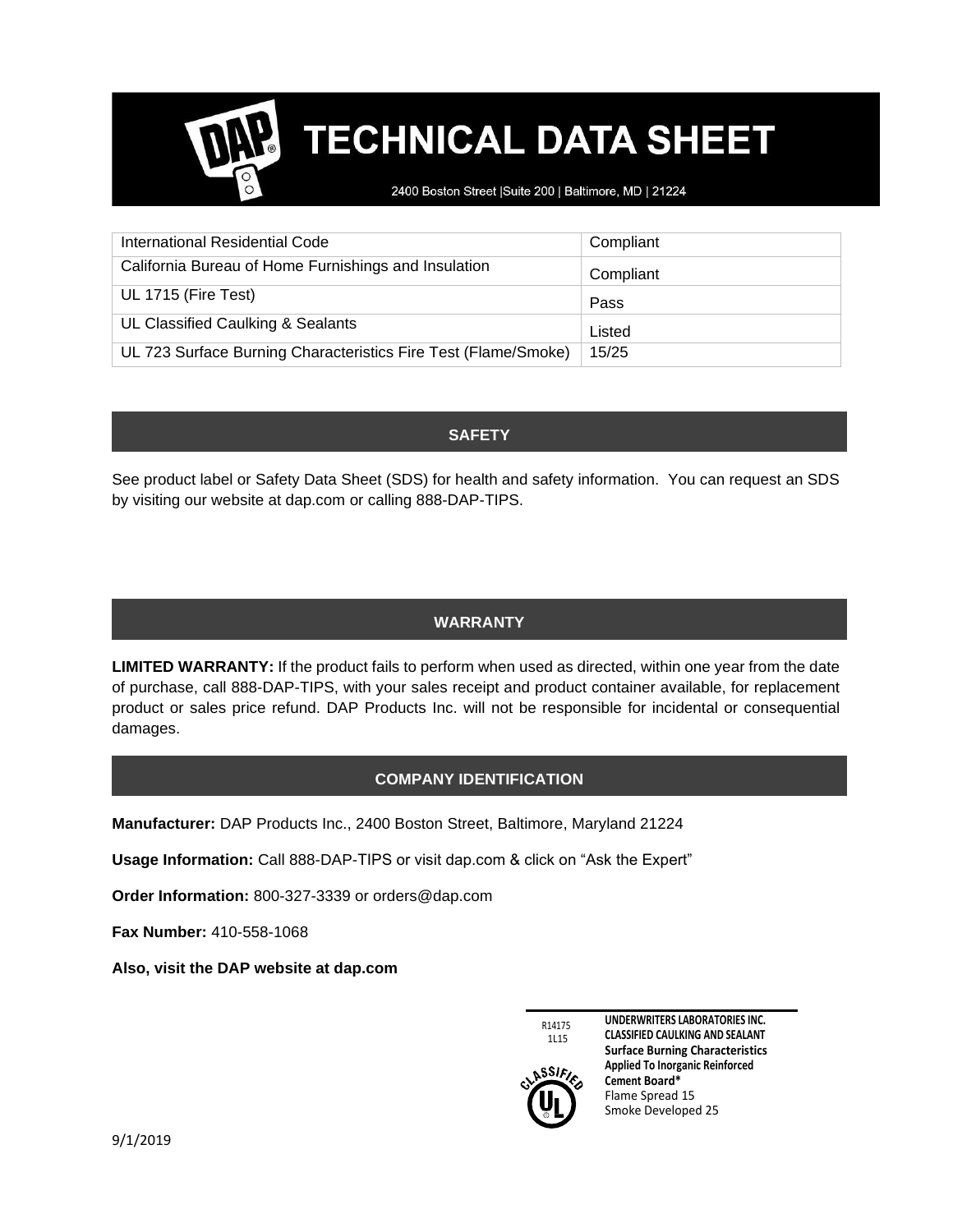# TECHNICAL DATA SHEET

2400 Boston Street |Suite 200 | Baltimore, MD | 21224

| | |
|---|---|
| International Residential Code | Compliant |
| California Bureau of Home Furnishings and Insulation | Compliant |
| UL 1715 (Fire Test) | Pass |
| UL Classified Caulking & Sealants | Listed |
| UL 723 Surface Burning Characteristics Fire Test (Flame/Smoke) | 15/25 |

## SAFETY

See product label or Safety Data Sheet (SDS) for health and safety information. You can request an SDS by visiting our website at dap.com or calling 888-DAP-TIPS.

## WARRANTY

**LIMITED WARRANTY:** If the product fails to perform when used as directed, within one year from the date of purchase, call 888-DAP-TIPS, with your sales receipt and product container available, for replacement product or sales price refund. DAP Products Inc. will not be responsible for incidental or consequential damages.

## COMPANY IDENTIFICATION

**Manufacturer:** DAP Products Inc., 2400 Boston Street, Baltimore, Maryland 21224

**Usage Information:** Call 888-DAP-TIPS or visit dap.com & click on "Ask the Expert"

**Order Information:** 800-327-3339 or orders@dap.com

**Fax Number:** 410-558-1068

**Also, visit the DAP website at dap.com**

R14175
1L15

CLASSIFIED UL

**UNDERWRITERS LABORATORIES INC.**
**CLASSIFIED CAULKING AND SEALANT**
**Surface Burning Characteristics**
**Applied To Inorganic Reinforced Cement Board***
Flame Spread 15
Smoke Developed 25

9/1/2019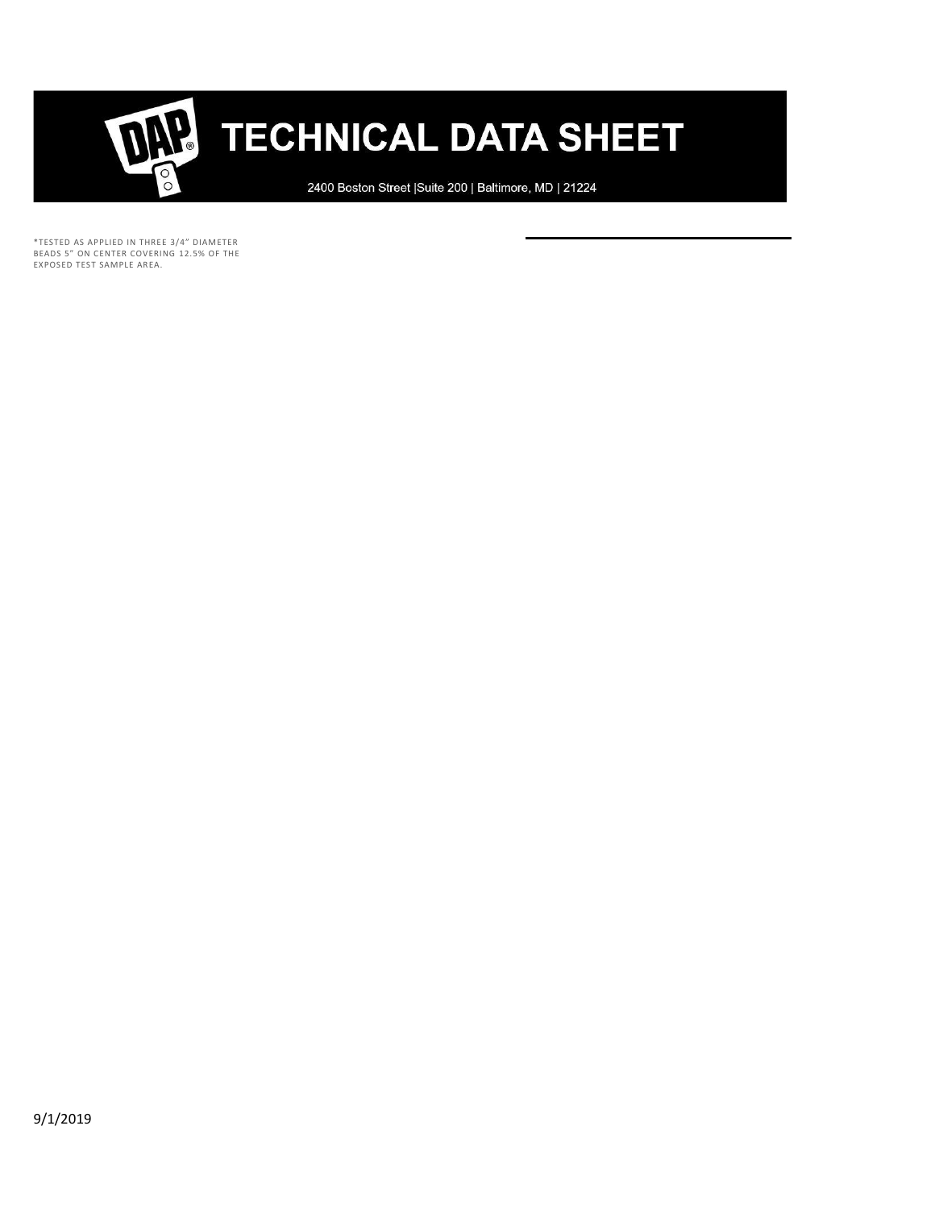# TECHNICAL DATA SHEET

2400 Boston Street |Suite 200 | Baltimore, MD | 21224

*TESTED AS APPLIED IN THREE 3/4" DIAMETER BEADS 5" ON CENTER COVERING 12.5% OF THE EXPOSED TEST SAMPLE AREA.

9/1/2019